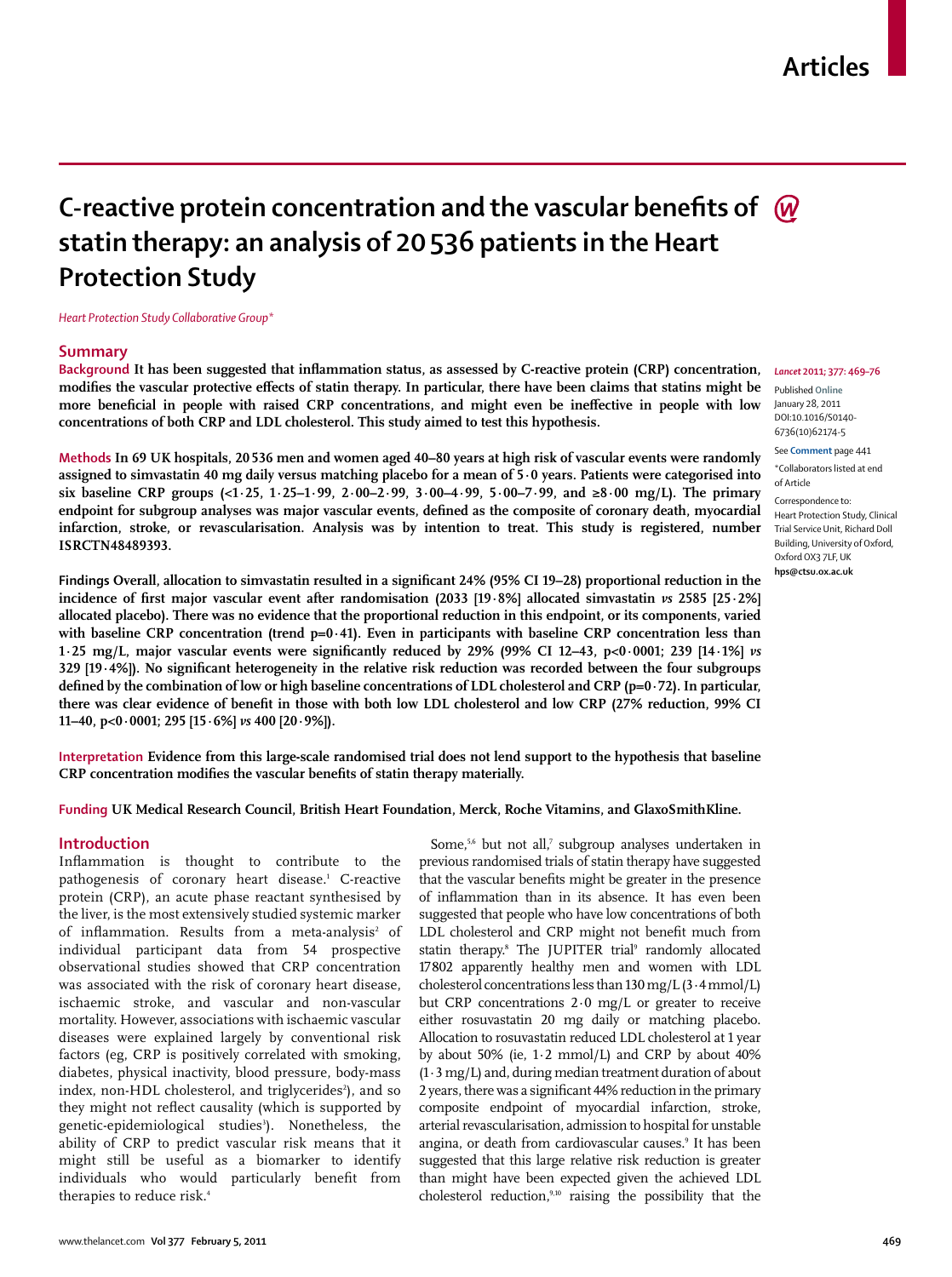# C-reactive protein concentration and the vascular benefits of statin therapy: an analysis of 20 536 patients in the Heart Protection Study

*Heart Protection Study Collaborative Group\**

*Lancet* 2011; 377: 469–76

Published Online January 28, 2011 DOI:10.1016/S0140-6736(10)62174-5

See Comment page 441

\*Collaborators listed at end of Article

Correspondence to: Heart Protection Study, Clinical Trial Service Unit, Richard Doll Building, University of Oxford, Oxford OX3 7LF, UK **hps@ctsu.ox.ac.uk**

## Summary

**Background** It has been suggested that inflammation status, as assessed by C-reactive protein (CRP) concentration, modifies the vascular protective effects of statin therapy. In particular, there have been claims that statins might be more beneficial in people with raised CRP concentrations, and might even be ineffective in people with low concentrations of both CRP and LDL cholesterol. This study aimed to test this hypothesis.

**Methods** In 69 UK hospitals, 20 536 men and women aged 40–80 years at high risk of vascular events were randomly assigned to simvastatin 40 mg daily versus matching placebo for a mean of 5·0 years. Patients were categorised into six baseline CRP groups (<1·25, 1·25–1·99, 2·00–2·99, 3·00–4·99, 5·00–7·99, and ≥8·00 mg/L). The primary endpoint for subgroup analyses was major vascular events, defined as the composite of coronary death, myocardial infarction, stroke, or revascularisation. Analysis was by intention to treat. This study is registered, number ISRCTN48489393.

**Findings** Overall, allocation to simvastatin resulted in a significant 24% (95% CI 19–28) proportional reduction in the incidence of first major vascular event after randomisation (2033 [19·8%] allocated simvastatin *vs* 2585 [25·2%] allocated placebo). There was no evidence that the proportional reduction in this endpoint, or its components, varied with baseline CRP concentration (trend p=0·41). Even in participants with baseline CRP concentration less than 1·25 mg/L, major vascular events were significantly reduced by 29% (99% CI 12–43, p<0·0001; 239 [14·1%] *vs* 329 [19·4%]). No significant heterogeneity in the relative risk reduction was recorded between the four subgroups defined by the combination of low or high baseline concentrations of LDL cholesterol and CRP (p=0·72). In particular, there was clear evidence of benefit in those with both low LDL cholesterol and low CRP (27% reduction, 99% CI 11–40, p<0·0001; 295 [15·6%] *vs* 400 [20·9%]).

**Interpretation** Evidence from this large-scale randomised trial does not lend support to the hypothesis that baseline CRP concentration modifies the vascular benefits of statin therapy materially.

**Funding** UK Medical Research Council, British Heart Foundation, Merck, Roche Vitamins, and GlaxoSmithKline.

## Introduction

Inflammation is thought to contribute to the pathogenesis of coronary heart disease.[1] C-reactive protein (CRP), an acute phase reactant synthesised by the liver, is the most extensively studied systemic marker of inflammation. Results from a meta-analysis[2] of individual participant data from 54 prospective observational studies showed that CRP concentration was associated with the risk of coronary heart disease, ischaemic stroke, and vascular and non-vascular mortality. However, associations with ischaemic vascular diseases were explained largely by conventional risk factors (eg, CRP is positively correlated with smoking, diabetes, physical inactivity, blood pressure, body-mass index, non-HDL cholesterol, and triglycerides[2]), and so they might not reflect causality (which is supported by genetic-epidemiological studies[3]). Nonetheless, the ability of CRP to predict vascular risk means that it might still be useful as a biomarker to identify individuals who would particularly benefit from therapies to reduce risk.[4]

Some,[5,6] but not all,[7] subgroup analyses undertaken in previous randomised trials of statin therapy have suggested that the vascular benefits might be greater in the presence of inflammation than in its absence. It has even been suggested that people who have low concentrations of both LDL cholesterol and CRP might not benefit much from statin therapy.[8] The JUPITER trial[9] randomly allocated 17 802 apparently healthy men and women with LDL cholesterol concentrations less than 130 mg/L (3·4 mmol/L) but CRP concentrations 2·0 mg/L or greater to receive either rosuvastatin 20 mg daily or matching placebo. Allocation to rosuvastatin reduced LDL cholesterol at 1 year by about 50% (ie, 1·2 mmol/L) and CRP by about 40% (1·3 mg/L) and, during median treatment duration of about 2 years, there was a significant 44% reduction in the primary composite endpoint of myocardial infarction, stroke, arterial revascularisation, admission to hospital for unstable angina, or death from cardiovascular causes.[9] It has been suggested that this large relative risk reduction is greater than might have been expected given the achieved LDL cholesterol reduction,[9,10] raising the possibility that the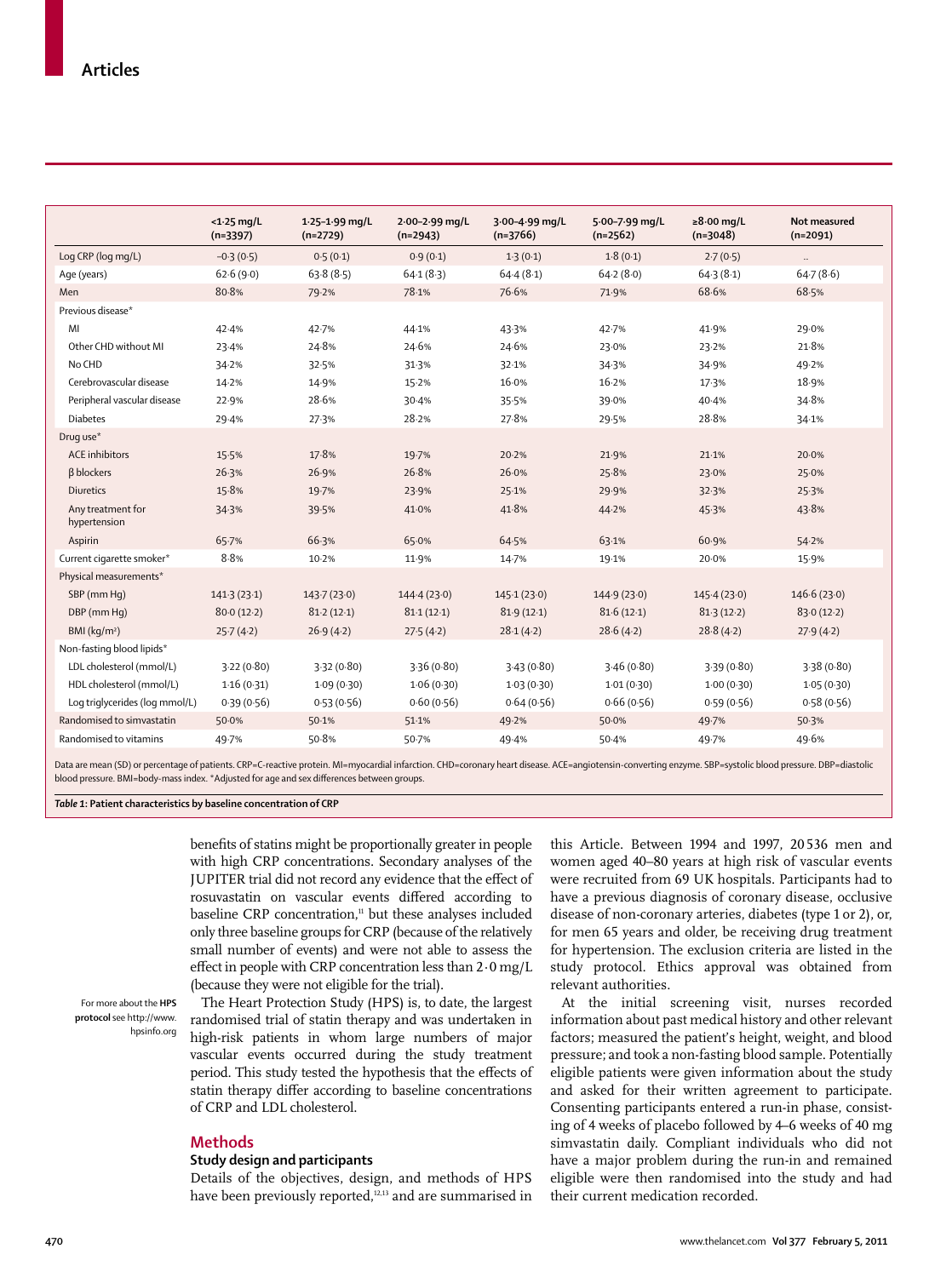| | <1·25 mg/L (n=3397) | 1·25–1·99 mg/L (n=2729) | 2·00–2·99 mg/L (n=2943) | 3·00–4·99 mg/L (n=3766) | 5·00–7·99 mg/L (n=2562) | ≥8·00 mg/L (n=3048) | Not measured (n=2091) |
|---|---|---|---|---|---|---|---|
| Log CRP (log mg/L) | –0·3 (0·5) | 0·5 (0·1) | 0·9 (0·1) | 1·3 (0·1) | 1·8 (0·1) | 2·7 (0·5) | .. |
| Age (years) | 62·6 (9·0) | 63·8 (8·5) | 64·1 (8·3) | 64·4 (8·1) | 64·2 (8·0) | 64·3 (8·1) | 64·7 (8·6) |
| Men | 80·8% | 79·2% | 78·1% | 76·6% | 71·9% | 68·6% | 68·5% |
| Previous disease* | | | | | | | |
| MI | 42·4% | 42·7% | 44·1% | 43·3% | 42·7% | 41·9% | 29·0% |
| Other CHD without MI | 23·4% | 24·8% | 24·6% | 24·6% | 23·0% | 23·2% | 21·8% |
| No CHD | 34·2% | 32·5% | 31·3% | 32·1% | 34·3% | 34·9% | 49·2% |
| Cerebrovascular disease | 14·2% | 14·9% | 15·2% | 16·0% | 16·2% | 17·3% | 18·9% |
| Peripheral vascular disease | 22·9% | 28·6% | 30·4% | 35·5% | 39·0% | 40·4% | 34·8% |
| Diabetes | 29·4% | 27·3% | 28·2% | 27·8% | 29·5% | 28·8% | 34·1% |
| Drug use* | | | | | | | |
| ACE inhibitors | 15·5% | 17·8% | 19·7% | 20·2% | 21·9% | 21·1% | 20·0% |
| β blockers | 26·3% | 26·9% | 26·8% | 26·0% | 25·8% | 23·0% | 25·0% |
| Diuretics | 15·8% | 19·7% | 23·9% | 25·1% | 29·9% | 32·3% | 25·3% |
| Any treatment for hypertension | 34·3% | 39·5% | 41·0% | 41·8% | 44·2% | 45·3% | 43·8% |
| Aspirin | 65·7% | 66·3% | 65·0% | 64·5% | 63·1% | 60·9% | 54·2% |
| Current cigarette smoker* | 8·8% | 10·2% | 11·9% | 14·7% | 19·1% | 20·0% | 15·9% |
| Physical measurements* | | | | | | | |
| SBP (mm Hg) | 141·3 (23·1) | 143·7 (23·0) | 144·4 (23·0) | 145·1 (23·0) | 144·9 (23·0) | 145·4 (23·0) | 146·6 (23·0) |
| DBP (mm Hg) | 80·0 (12·2) | 81·2 (12·1) | 81·1 (12·1) | 81·9 (12·1) | 81·6 (12·1) | 81·3 (12·2) | 83·0 (12·2) |
| BMI (kg/m²) | 25·7 (4·2) | 26·9 (4·2) | 27·5 (4·2) | 28·1 (4·2) | 28·6 (4·2) | 28·8 (4·2) | 27·9 (4·2) |
| Non-fasting blood lipids* | | | | | | | |
| LDL cholesterol (mmol/L) | 3·22 (0·80) | 3·32 (0·80) | 3·36 (0·80) | 3·43 (0·80) | 3·46 (0·80) | 3·39 (0·80) | 3·38 (0·80) |
| HDL cholesterol (mmol/L) | 1·16 (0·31) | 1·09 (0·30) | 1·06 (0·30) | 1·03 (0·30) | 1·01 (0·30) | 1·00 (0·30) | 1·05 (0·30) |
| Log triglycerides (log mmol/L) | 0·39 (0·56) | 0·53 (0·56) | 0·60 (0·56) | 0·64 (0·56) | 0·66 (0·56) | 0·59 (0·56) | 0·58 (0·56) |
| Randomised to simvastatin | 50·0% | 50·1% | 51·1% | 49·2% | 50·0% | 49·7% | 50·3% |
| Randomised to vitamins | 49·7% | 50·8% | 50·7% | 49·4% | 50·4% | 49·7% | 49·6% |

Data are mean (SD) or percentage of patients. CRP=C-reactive protein. MI=myocardial infarction. CHD=coronary heart disease. ACE=angiotensin-converting enzyme. SBP=systolic blood pressure. DBP=diastolic blood pressure. BMI=body-mass index. *Adjusted for age and sex differences between groups.

***Table 1*: Patient characteristics by baseline concentration of CRP**

benefits of statins might be proportionally greater in people with high CRP concentrations. Secondary analyses of the JUPITER trial did not record any evidence that the effect of rosuvastatin on vascular events differed according to baseline CRP concentration,[11] but these analyses included only three baseline groups for CRP (because of the relatively small number of events) and were not able to assess the effect in people with CRP concentration less than 2·0 mg/L (because they were not eligible for the trial).

The Heart Protection Study (HPS) is, to date, the largest randomised trial of statin therapy and was undertaken in high-risk patients in whom large numbers of major vascular events occurred during the study treatment period. This study tested the hypothesis that the effects of statin therapy differ according to baseline concentrations of CRP and LDL cholesterol.

For more about the **HPS protocol** see http://www.hpsinfo.org

## Methods

### Study design and participants

Details of the objectives, design, and methods of HPS have been previously reported,[12,13] and are summarised in this Article. Between 1994 and 1997, 20 536 men and women aged 40–80 years at high risk of vascular events were recruited from 69 UK hospitals. Participants had to have a previous diagnosis of coronary disease, occlusive disease of non-coronary arteries, diabetes (type 1 or 2), or, for men 65 years and older, be receiving drug treatment for hypertension. The exclusion criteria are listed in the study protocol. Ethics approval was obtained from relevant authorities.

At the initial screening visit, nurses recorded information about past medical history and other relevant factors; measured the patient's height, weight, and blood pressure; and took a non-fasting blood sample. Potentially eligible patients were given information about the study and asked for their written agreement to participate. Consenting participants entered a run-in phase, consisting of 4 weeks of placebo followed by 4–6 weeks of 40 mg simvastatin daily. Compliant individuals who did not have a major problem during the run-in and remained eligible were then randomised into the study and had their current medication recorded.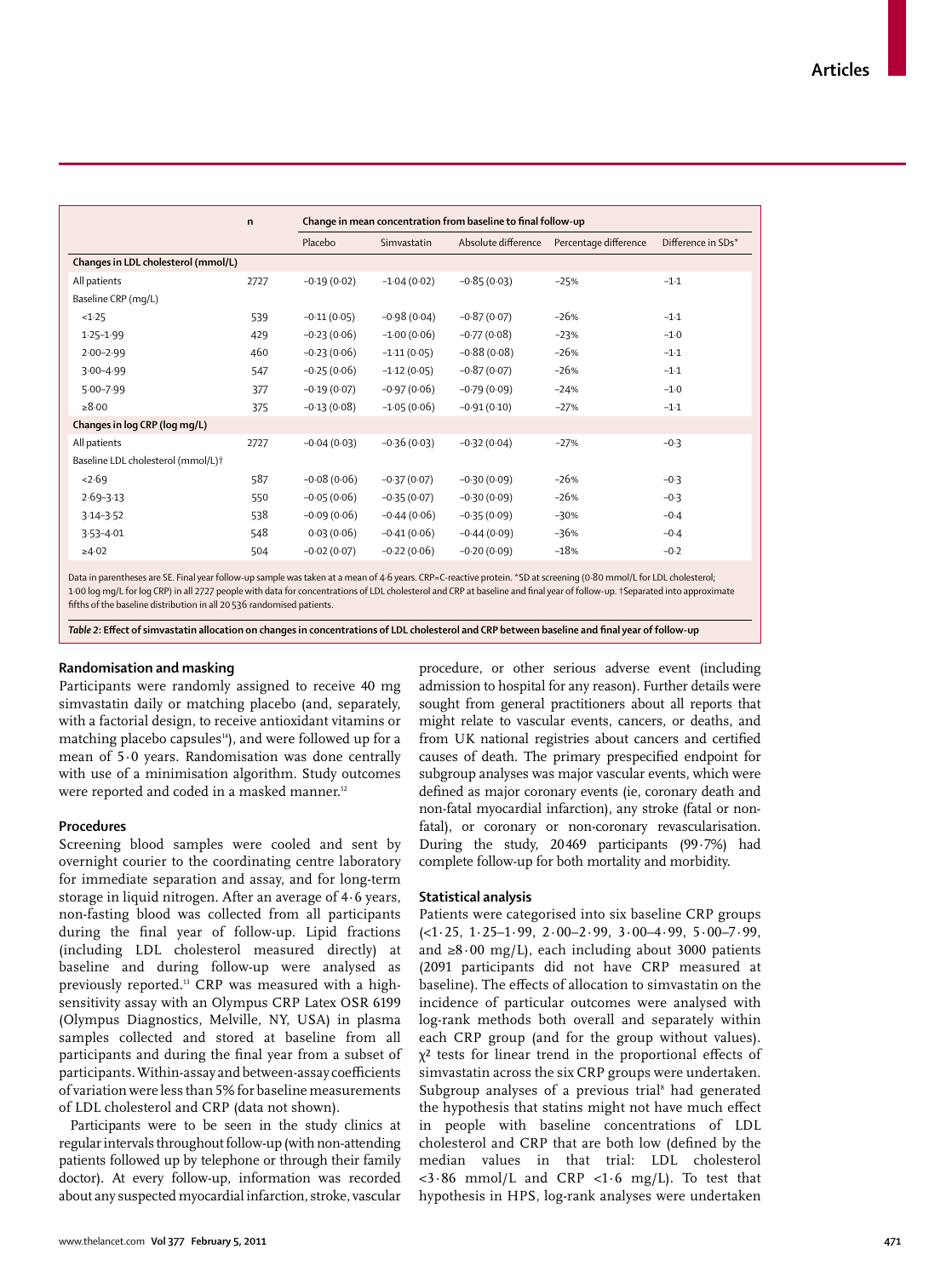| | n | Change in mean concentration from baseline to final follow-up | | | | |
|---|---|---|---|---|---|---|
| | | Placebo | Simvastatin | Absolute difference | Percentage difference | Difference in SDs* |
| **Changes in LDL cholesterol (mmol/L)** | | | | | | |
| All patients | 2727 | −0·19 (0·02) | −1·04 (0·02) | −0·85 (0·03) | −25% | −1·1 |
| Baseline CRP (mg/L) | | | | | | |
| <1·25 | 539 | −0·11 (0·05) | −0·98 (0·04) | −0·87 (0·07) | −26% | −1·1 |
| 1·25–1·99 | 429 | −0·23 (0·06) | −1·00 (0·06) | −0·77 (0·08) | −23% | −1·0 |
| 2·00–2·99 | 460 | −0·23 (0·06) | −1·11 (0·05) | −0·88 (0·08) | −26% | −1·1 |
| 3·00–4·99 | 547 | −0·25 (0·06) | −1·12 (0·05) | −0·87 (0·07) | −26% | −1·1 |
| 5·00–7·99 | 377 | −0·19 (0·07) | −0·97 (0·06) | −0·79 (0·09) | −24% | −1·0 |
| ≥8·00 | 375 | −0·13 (0·08) | −1·05 (0·06) | −0·91 (0·10) | −27% | −1·1 |
| **Changes in log CRP (log mg/L)** | | | | | | |
| All patients | 2727 | −0·04 (0·03) | −0·36 (0·03) | −0·32 (0·04) | −27% | −0·3 |
| Baseline LDL cholesterol (mmol/L)† | | | | | | |
| <2·69 | 587 | −0·08 (0·06) | −0·37 (0·07) | −0·30 (0·09) | −26% | −0·3 |
| 2·69–3·13 | 550 | −0·05 (0·06) | −0·35 (0·07) | −0·30 (0·09) | −26% | −0·3 |
| 3·14–3·52 | 538 | −0·09 (0·06) | −0·44 (0·06) | −0·35 (0·09) | −30% | −0·4 |
| 3·53–4·01 | 548 | 0·03 (0·06) | −0·41 (0·06) | −0·44 (0·09) | −36% | −0·4 |
| ≥4·02 | 504 | −0·02 (0·07) | −0·22 (0·06) | −0·20 (0·09) | −18% | −0·2 |

Data in parentheses are SE. Final year follow-up sample was taken at a mean of 4·6 years. CRP=C-reactive protein. *SD at screening (0·80 mmol/L for LDL cholesterol; 1·00 log mg/L for log CRP) in all 2727 people with data for concentrations of LDL cholesterol and CRP at baseline and final year of follow-up. †Separated into approximate fifths of the baseline distribution in all 20 536 randomised patients.

*Table 2*: **Effect of simvastatin allocation on changes in concentrations of LDL cholesterol and CRP between baseline and final year of follow-up**

## Randomisation and masking

Participants were randomly assigned to receive 40 mg simvastatin daily or matching placebo (and, separately, with a factorial design, to receive antioxidant vitamins or matching placebo capsules[14]), and were followed up for a mean of 5·0 years. Randomisation was done centrally with use of a minimisation algorithm. Study outcomes were reported and coded in a masked manner.[12]

## Procedures

Screening blood samples were cooled and sent by overnight courier to the coordinating centre laboratory for immediate separation and assay, and for long-term storage in liquid nitrogen. After an average of 4·6 years, non-fasting blood was collected from all participants during the final year of follow-up. Lipid fractions (including LDL cholesterol measured directly) at baseline and during follow-up were analysed as previously reported.[13] CRP was measured with a high-sensitivity assay with an Olympus CRP Latex OSR 6199 (Olympus Diagnostics, Melville, NY, USA) in plasma samples collected and stored at baseline from all participants and during the final year from a subset of participants. Within-assay and between-assay coefficients of variation were less than 5% for baseline measurements of LDL cholesterol and CRP (data not shown).

Participants were to be seen in the study clinics at regular intervals throughout follow-up (with non-attending patients followed up by telephone or through their family doctor). At every follow-up, information was recorded about any suspected myocardial infarction, stroke, vascular procedure, or other serious adverse event (including admission to hospital for any reason). Further details were sought from general practitioners about all reports that might relate to vascular events, cancers, or deaths, and from UK national registries about cancers and certified causes of death. The primary prespecified endpoint for subgroup analyses was major vascular events, which were defined as major coronary events (ie, coronary death and non-fatal myocardial infarction), any stroke (fatal or non-fatal), or coronary or non-coronary revascularisation. During the study, 20 469 participants (99·7%) had complete follow-up for both mortality and morbidity.

## Statistical analysis

Patients were categorised into six baseline CRP groups (<1·25, 1·25–1·99, 2·00–2·99, 3·00–4·99, 5·00–7·99, and ≥8·00 mg/L), each including about 3000 patients (2091 participants did not have CRP measured at baseline). The effects of allocation to simvastatin on the incidence of particular outcomes were analysed with log-rank methods both overall and separately within each CRP group (and for the group without values). $\chi^2$ tests for linear trend in the proportional effects of simvastatin across the six CRP groups were undertaken. Subgroup analyses of a previous trial[8] had generated the hypothesis that statins might not have much effect in people with baseline concentrations of LDL cholesterol and CRP that are both low (defined by the median values in that trial: LDL cholesterol <3·86 mmol/L and CRP <1·6 mg/L). To test that hypothesis in HPS, log-rank analyses were undertaken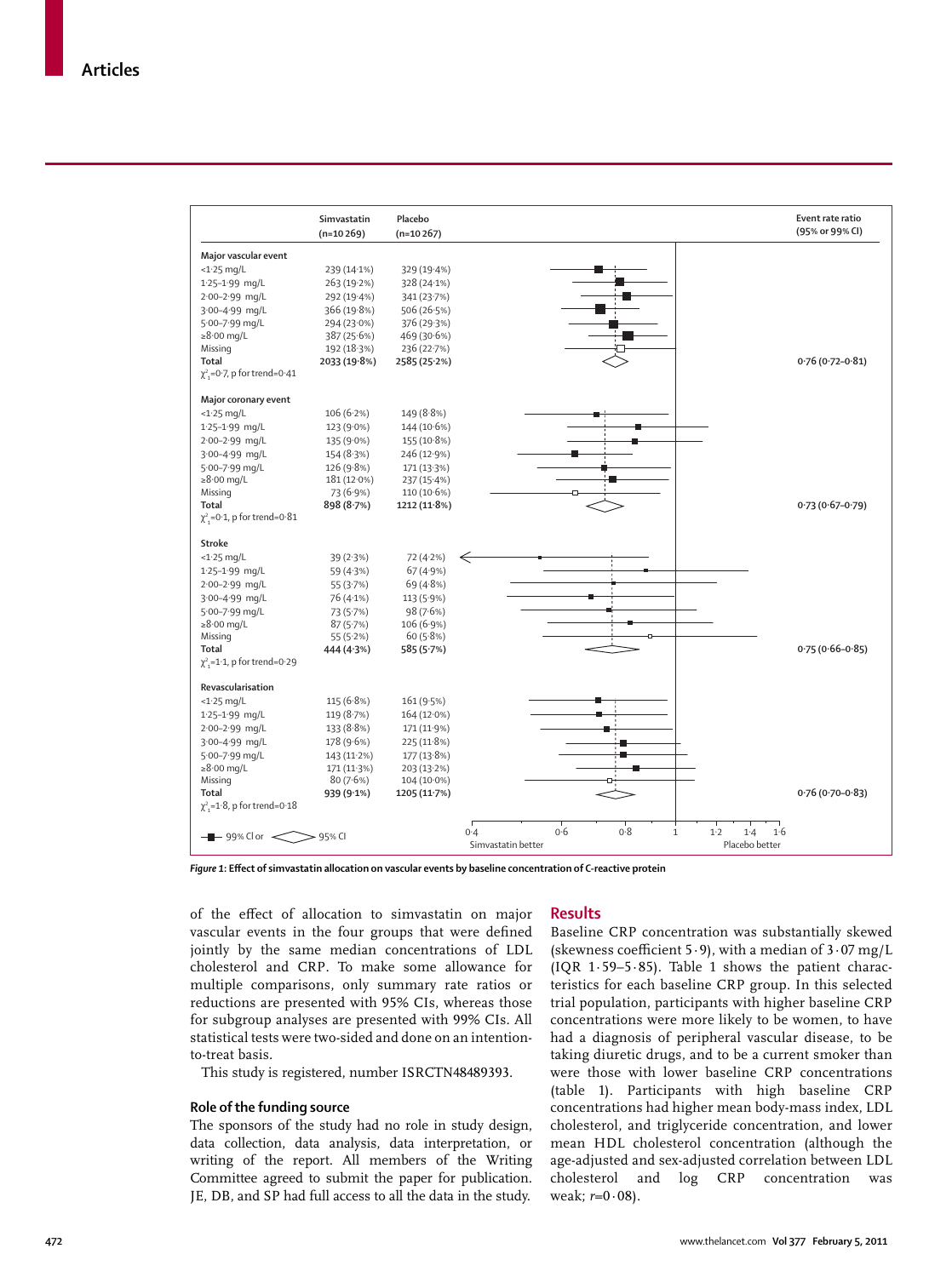| | Simvastatin (n=10 269) | Placebo (n=10 267) | Event rate ratio (95% or 99% CI) |
|---|---|---|---|
| **Major vascular event** | | | |
| <1·25 mg/L | 239 (14·1%) | 329 (19·4%) | |
| 1·25–1·99 mg/L | 263 (19·2%) | 328 (24·1%) | |
| 2·00–2·99 mg/L | 292 (19·4%) | 341 (23·7%) | |
| 3·00–4·99 mg/L | 366 (19·8%) | 506 (26·5%) | |
| 5·00–7·99 mg/L | 294 (23·0%) | 376 (29·3%) | |
| ≥8·00 mg/L | 387 (25·6%) | 469 (30·6%) | |
| Missing | 192 (18·3%) | 236 (22·7%) | |
| **Total** | **2033 (19·8%)** | **2585 (25·2%)** | 0·76 (0·72–0·81) |
| $\chi^2_1$=0·7, p for trend=0·41 | | | |
| **Major coronary event** | | | |
| <1·25 mg/L | 106 (6·2%) | 149 (8·8%) | |
| 1·25–1·99 mg/L | 123 (9·0%) | 144 (10·6%) | |
| 2·00–2·99 mg/L | 135 (9·0%) | 155 (10·8%) | |
| 3·00–4·99 mg/L | 154 (8·3%) | 246 (12·9%) | |
| 5·00–7·99 mg/L | 126 (9·8%) | 171 (13·3%) | |
| ≥8·00 mg/L | 181 (12·0%) | 237 (15·4%) | |
| Missing | 73 (6·9%) | 110 (10·6%) | |
| **Total** | **898 (8·7%)** | **1212 (11·8%)** | 0·73 (0·67–0·79) |
| $\chi^2_1$=0·1, p for trend=0·81 | | | |
| **Stroke** | | | |
| <1·25 mg/L | 39 (2·3%) | 72 (4·2%) | |
| 1·25–1·99 mg/L | 59 (4·3%) | 67 (4·9%) | |
| 2·00–2·99 mg/L | 55 (3·7%) | 69 (4·8%) | |
| 3·00–4·99 mg/L | 76 (4·1%) | 113 (5·9%) | |
| 5·00–7·99 mg/L | 73 (5·7%) | 98 (7·6%) | |
| ≥8·00 mg/L | 87 (5·7%) | 106 (6·9%) | |
| Missing | 55 (5·2%) | 60 (5·8%) | |
| **Total** | **444 (4·3%)** | **585 (5·7%)** | 0·75 (0·66–0·85) |
| $\chi^2_1$=1·1, p for trend=0·29 | | | |
| **Revascularisation** | | | |
| <1·25 mg/L | 115 (6·8%) | 161 (9·5%) | |
| 1·25–1·99 mg/L | 119 (8·7%) | 164 (12·0%) | |
| 2·00–2·99 mg/L | 133 (8·8%) | 171 (11·9%) | |
| 3·00–4·99 mg/L | 178 (9·6%) | 225 (11·8%) | |
| 5·00–7·99 mg/L | 143 (11·2%) | 177 (13·8%) | |
| ≥8·00 mg/L | 171 (11·3%) | 203 (13·2%) | |
| Missing | 80 (7·6%) | 104 (10·0%) | |
| **Total** | **939 (9·1%)** | **1205 (11·7%)** | 0·76 (0·70–0·83) |
| $\chi^2_1$=1·8, p for trend=0·18 | | | |

■ 99% CI or ◇ 95% CI. Axis: 0·4, 0·6, 0·8, 1, 1·2, 1·4, 1·6; Simvastatin better / Placebo better

*Figure 1*: **Effect of simvastatin allocation on vascular events by baseline concentration of C-reactive protein**

of the effect of allocation to simvastatin on major vascular events in the four groups that were defined jointly by the same median concentrations of LDL cholesterol and CRP. To make some allowance for multiple comparisons, only summary rate ratios or reductions are presented with 95% CIs, whereas those for subgroup analyses are presented with 99% CIs. All statistical tests were two-sided and done on an intention-to-treat basis.

This study is registered, number ISRCTN48489393.

### Role of the funding source

The sponsors of the study had no role in study design, data collection, data analysis, data interpretation, or writing of the report. All members of the Writing Committee agreed to submit the paper for publication. JE, DB, and SP had full access to all the data in the study.

## Results

Baseline CRP concentration was substantially skewed (skewness coefficient 5·9), with a median of 3·07 mg/L (IQR 1·59–5·85). Table 1 shows the patient characteristics for each baseline CRP group. In this selected trial population, participants with higher baseline CRP concentrations were more likely to be women, to have had a diagnosis of peripheral vascular disease, to be taking diuretic drugs, and to be a current smoker than were those with lower baseline CRP concentrations (table 1). Participants with high baseline CRP concentrations had higher mean body-mass index, LDL cholesterol, and triglyceride concentration, and lower mean HDL cholesterol concentration (although the age-adjusted and sex-adjusted correlation between LDL cholesterol and log CRP concentration was weak; $r$=0·08).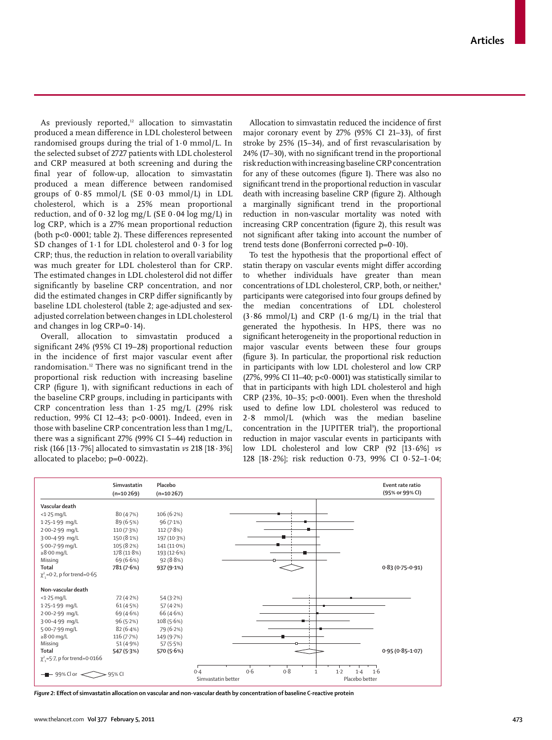As previously reported,[12] allocation to simvastatin produced a mean difference in LDL cholesterol between randomised groups during the trial of 1·0 mmol/L. In the selected subset of 2727 patients with LDL cholesterol and CRP measured at both screening and during the final year of follow-up, allocation to simvastatin produced a mean difference between randomised groups of 0·85 mmol/L (SE 0·03 mmol/L) in LDL cholesterol, which is a 25% mean proportional reduction, and of 0·32 log mg/L (SE 0·04 log mg/L) in log CRP, which is a 27% mean proportional reduction (both $p<0·0001$; table 2). These differences represented SD changes of 1·1 for LDL cholesterol and 0·3 for log CRP; thus, the reduction in relation to overall variability was much greater for LDL cholesterol than for CRP. The estimated changes in LDL cholesterol did not differ significantly by baseline CRP concentration, and nor did the estimated changes in CRP differ significantly by baseline LDL cholesterol (table 2; age-adjusted and sex-adjusted correlation between changes in LDL cholesterol and changes in log CRP=0·14).

Overall, allocation to simvastatin produced a significant 24% (95% CI 19–28) proportional reduction in the incidence of first major vascular event after randomisation.[12] There was no significant trend in the proportional risk reduction with increasing baseline CRP (figure 1), with significant reductions in each of the baseline CRP groups, including in participants with CRP concentration less than 1·25 mg/L (29% risk reduction, 99% CI 12–43; $p<0·0001$). Indeed, even in those with baseline CRP concentration less than 1 mg/L, there was a significant 27% (99% CI 5–44) reduction in risk (166 [13·7%] allocated to simvastatin *vs* 218 [18·3%] allocated to placebo; $p=0·0022$).

Allocation to simvastatin reduced the incidence of first major coronary event by 27% (95% CI 21–33), of first stroke by 25% (15–34), and of first revascularisation by 24% (17–30), with no significant trend in the proportional risk reduction with increasing baseline CRP concentration for any of these outcomes (figure 1). There was also no significant trend in the proportional reduction in vascular death with increasing baseline CRP (figure 2). Although a marginally significant trend in the proportional reduction in non-vascular mortality was noted with increasing CRP concentration (figure 2), this result was not significant after taking into account the number of trend tests done (Bonferroni corrected $p=0·10$).

To test the hypothesis that the proportional effect of statin therapy on vascular events might differ according to whether individuals have greater than mean concentrations of LDL cholesterol, CRP, both, or neither,[8] participants were categorised into four groups defined by the median concentrations of LDL cholesterol (3·86 mmol/L) and CRP (1·6 mg/L) in the trial that generated the hypothesis. In HPS, there was no significant heterogeneity in the proportional reduction in major vascular events between these four groups (figure 3). In particular, the proportional risk reduction in participants with low LDL cholesterol and low CRP (27%, 99% CI 11–40; $p<0·0001$) was statistically similar to that in participants with high LDL cholesterol and high CRP (23%, 10–35; $p<0·0001$). Even when the threshold used to define low LDL cholesterol was reduced to 2·8 mmol/L (which was the median baseline concentration in the JUPITER trial[9]), the proportional reduction in major vascular events in participants with low LDL cholesterol and low CRP (92 [13·6%] *vs* 128 [18·2%]; risk reduction 0·73, 99% CI 0·52–1·04;

| | Simvastatin (n=10 269) | Placebo (n=10 267) | Event rate ratio (95% or 99% CI) |
|---|---|---|---|
| **Vascular death** | | | |
| <1·25 mg/L | 80 (4·7%) | 106 (6·2%) | |
| 1·25–1·99 mg/L | 89 (6·5%) | 96 (7·1%) | |
| 2·00–2·99 mg/L | 110 (7·3%) | 112 (7·8%) | |
| 3·00–4·99 mg/L | 150 (8·1%) | 197 (10·3%) | |
| 5·00–7·99 mg/L | 105 (8·2%) | 141 (11·0%) | |
| ≥8·00 mg/L | 178 (11·8%) | 193 (12·6%) | |
| Missing | 69 (6·6%) | 92 (8·8%) | |
| Total | 781 (7·6%) | 937 (9·1%) | 0·83 (0·75–0·91) |
| $\chi^2_1=0·2$, p for trend=0·65 | | | |
| **Non-vascular death** | | | |
| <1·25 mg/L | 72 (4·2%) | 54 (3·2%) | |
| 1·25–1·99 mg/L | 61 (4·5%) | 57 (4·2%) | |
| 2·00–2·99 mg/L | 69 (4·6%) | 66 (4·6%) | |
| 3·00–4·99 mg/L | 96 (5·2%) | 108 (5·6%) | |
| 5·00–7·99 mg/L | 82 (6·4%) | 79 (6·2%) | |
| ≥8·00 mg/L | 116 (7·7%) | 149 (9·7%) | |
| Missing | 51 (4·9%) | 57 (5·5%) | |
| Total | 547 (5·3%) | 570 (5·6%) | 0·95 (0·85–1·07) |
| $\chi^2_1=5·7$, p for trend=0·0166 | | | |

■ 99% CI or ◇ 95% CI; axis 0·4–1·6; Simvastatin better / Placebo better

*Figure 2:* **Effect of simvastatin allocation on vascular and non-vascular death by concentration of baseline C-reactive protein**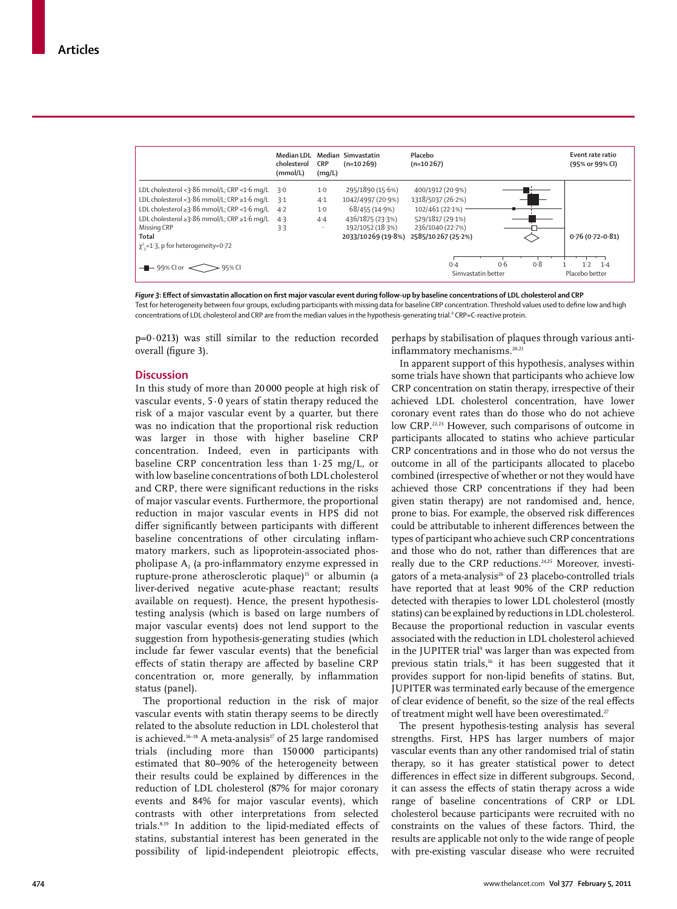| | Median LDL cholesterol (mmol/L) | Median CRP (mg/L) | Simvastatin (n=10 269) | Placebo (n=10 267) | Event rate ratio (95% or 99% CI) |
|---|---|---|---|---|---|
| LDL cholesterol <3·86 mmol/L; CRP <1·6 mg/L | 3·0 | 1·0 | 295/1890 (15·6%) | 400/1912 (20·9%) | |
| LDL cholesterol <3·86 mmol/L; CRP ≥1·6 mg/L | 3·1 | 4·1 | 1042/4997 (20·9%) | 1318/5037 (26·2%) | |
| LDL cholesterol ≥3·86 mmol/L; CRP <1·6 mg/L | 4·2 | 1·0 | 68/455 (14·9%) | 102/461 (22·1%) | |
| LDL cholesterol ≥3·86 mmol/L; CRP ≥1·6 mg/L | 4·3 | 4·4 | 436/1875 (23·3%) | 529/1817 (29·1%) | |
| Missing CRP | 3·3 | .. | 192/1052 (18·3%) | 236/1040 (22·7%) | |
| Total | | | 2033/10 269 (19·8%) | 2585/10 267 (25·2%) | 0·76 (0·72–0·81) |
| $\chi^2_3$=1·3, p for heterogeneity=0·72 | | | | | |

■ 99% CI or ◇ 95% CI; axis 0·4–1·4: Simvastatin better / Placebo better

*Figure 3:* **Effect of simvastatin allocation on first major vascular event during follow-up by baseline concentrations of LDL cholesterol and CRP**
Test for heterogeneity between four groups, excluding participants with missing data for baseline CRP concentration. Threshold values used to define low and high concentrations of LDL cholesterol and CRP are from the median values in the hypothesis-generating trial.[8] CRP=C-reactive protein.

p=0·0213) was still similar to the reduction recorded overall (figure 3).

## Discussion

In this study of more than 20 000 people at high risk of vascular events, 5·0 years of statin therapy reduced the risk of a major vascular event by a quarter, but there was no indication that the proportional risk reduction was larger in those with higher baseline CRP concentration. Indeed, even in participants with baseline CRP concentration less than 1·25 mg/L, or with low baseline concentrations of both LDL cholesterol and CRP, there were significant reductions in the risks of major vascular events. Furthermore, the proportional reduction in major vascular events in HPS did not differ significantly between participants with different baseline concentrations of other circulating inflammatory markers, such as lipoprotein-associated phospholipase $A_2$ (a pro-inflammatory enzyme expressed in rupture-prone atherosclerotic plaque)[15] or albumin (a liver-derived negative acute-phase reactant; results available on request). Hence, the present hypothesis-testing analysis (which is based on large numbers of major vascular events) does not lend support to the suggestion from hypothesis-generating studies (which include far fewer vascular events) that the beneficial effects of statin therapy are affected by baseline CRP concentration or, more generally, by inflammation status (panel).

The proportional reduction in the risk of major vascular events with statin therapy seems to be directly related to the absolute reduction in LDL cholesterol that is achieved.[16–18] A meta-analysis[17] of 25 large randomised trials (including more than 150 000 participants) estimated that 80–90% of the heterogeneity between their results could be explained by differences in the reduction of LDL cholesterol (87% for major coronary events and 84% for major vascular events), which contrasts with other interpretations from selected trials.[8,19] In addition to the lipid-mediated effects of statins, substantial interest has been generated in the possibility of lipid-independent pleiotropic effects, perhaps by stabilisation of plaques through various anti-inflammatory mechanisms.[20,21]

In apparent support of this hypothesis, analyses within some trials have shown that participants who achieve low CRP concentration on statin therapy, irrespective of their achieved LDL cholesterol concentration, have lower coronary event rates than do those who do not achieve low CRP.[22,23] However, such comparisons of outcome in participants allocated to statins who achieve particular CRP concentrations and in those who do not versus the outcome in all of the participants allocated to placebo combined (irrespective of whether or not they would have achieved those CRP concentrations if they had been given statin therapy) are not randomised and, hence, prone to bias. For example, the observed risk differences could be attributable to inherent differences between the types of participant who achieve such CRP concentrations and those who do not, rather than differences that are really due to the CRP reductions.[24,25] Moreover, investigators of a meta-analysis[26] of 23 placebo-controlled trials have reported that at least 90% of the CRP reduction detected with therapies to lower LDL cholesterol (mostly statins) can be explained by reductions in LDL cholesterol. Because the proportional reduction in vascular events associated with the reduction in LDL cholesterol achieved in the JUPITER trial[9] was larger than was expected from previous statin trials,[16] it has been suggested that it provides support for non-lipid benefits of statins. But, JUPITER was terminated early because of the emergence of clear evidence of benefit, so the size of the real effects of treatment might well have been overestimated.[27]

The present hypothesis-testing analysis has several strengths. First, HPS has larger numbers of major vascular events than any other randomised trial of statin therapy, so it has greater statistical power to detect differences in effect size in different subgroups. Second, it can assess the effects of statin therapy across a wide range of baseline concentrations of CRP or LDL cholesterol because participants were recruited with no constraints on the values of these factors. Third, the results are applicable not only to the wide range of people with pre-existing vascular disease who were recruited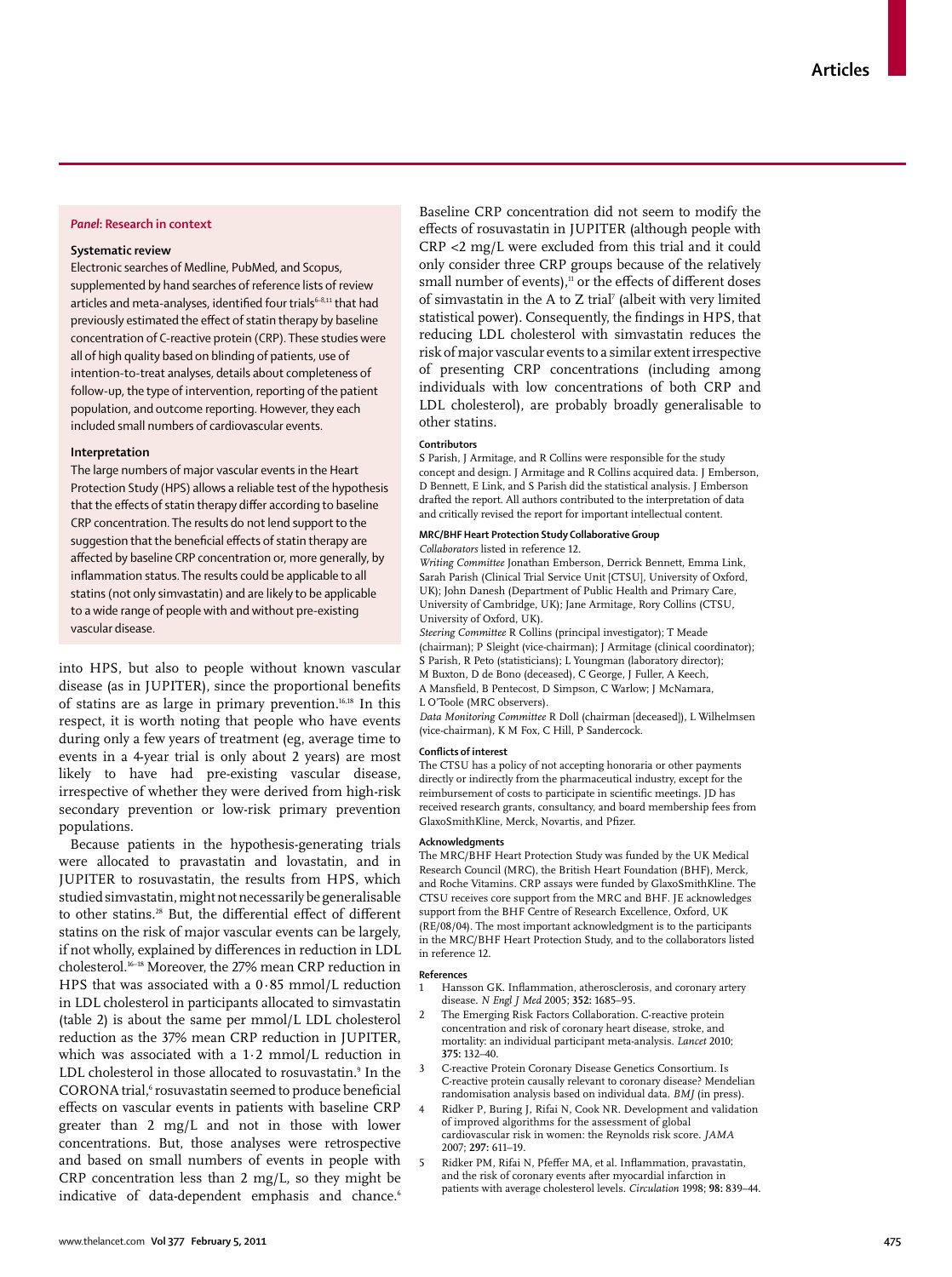### *Panel*: Research in context

#### Systematic review

Electronic searches of Medline, PubMed, and Scopus, supplemented by hand searches of reference lists of review articles and meta-analyses, identified four trials[6–8,11] that had previously estimated the effect of statin therapy by baseline concentration of C-reactive protein (CRP). These studies were all of high quality based on blinding of patients, use of intention-to-treat analyses, details about completeness of follow-up, the type of intervention, reporting of the patient population, and outcome reporting. However, they each included small numbers of cardiovascular events.

#### Interpretation

The large numbers of major vascular events in the Heart Protection Study (HPS) allows a reliable test of the hypothesis that the effects of statin therapy differ according to baseline CRP concentration. The results do not lend support to the suggestion that the beneficial effects of statin therapy are affected by baseline CRP concentration or, more generally, by inflammation status. The results could be applicable to all statins (not only simvastatin) and are likely to be applicable to a wide range of people with and without pre-existing vascular disease.

into HPS, but also to people without known vascular disease (as in JUPITER), since the proportional benefits of statins are as large in primary prevention.[16,18] In this respect, it is worth noting that people who have events during only a few years of treatment (eg, average time to events in a 4-year trial is only about 2 years) are most likely to have had pre-existing vascular disease, irrespective of whether they were derived from high-risk secondary prevention or low-risk primary prevention populations.

Because patients in the hypothesis-generating trials were allocated to pravastatin and lovastatin, and in JUPITER to rosuvastatin, the results from HPS, which studied simvastatin, might not necessarily be generalisable to other statins.[28] But, the differential effect of different statins on the risk of major vascular events can be largely, if not wholly, explained by differences in reduction in LDL cholesterol.[16–18] Moreover, the 27% mean CRP reduction in HPS that was associated with a 0·85 mmol/L reduction in LDL cholesterol in participants allocated to simvastatin (table 2) is about the same per mmol/L LDL cholesterol reduction as the 37% mean CRP reduction in JUPITER, which was associated with a 1·2 mmol/L reduction in LDL cholesterol in those allocated to rosuvastatin.[9] In the CORONA trial,[6] rosuvastatin seemed to produce beneficial effects on vascular events in patients with baseline CRP greater than 2 mg/L and not in those with lower concentrations. But, those analyses were retrospective and based on small numbers of events in people with CRP concentration less than 2 mg/L, so they might be indicative of data-dependent emphasis and chance.[6] Baseline CRP concentration did not seem to modify the effects of rosuvastatin in JUPITER (although people with CRP <2 mg/L were excluded from this trial and it could only consider three CRP groups because of the relatively small number of events),[11] or the effects of different doses of simvastatin in the A to Z trial[7] (albeit with very limited statistical power). Consequently, the findings in HPS, that reducing LDL cholesterol with simvastatin reduces the risk of major vascular events to a similar extent irrespective of presenting CRP concentrations (including among individuals with low concentrations of both CRP and LDL cholesterol), are probably broadly generalisable to other statins.

#### Contributors

S Parish, J Armitage, and R Collins were responsible for the study concept and design. J Armitage and R Collins acquired data. J Emberson, D Bennett, E Link, and S Parish did the statistical analysis. J Emberson drafted the report. All authors contributed to the interpretation of data and critically revised the report for important intellectual content.

#### MRC/BHF Heart Protection Study Collaborative Group

*Collaborators* listed in reference 12.

*Writing Committee* Jonathan Emberson, Derrick Bennett, Emma Link, Sarah Parish (Clinical Trial Service Unit [CTSU], University of Oxford, UK); John Danesh (Department of Public Health and Primary Care, University of Cambridge, UK); Jane Armitage, Rory Collins (CTSU, University of Oxford, UK).

*Steering Committee* R Collins (principal investigator); T Meade (chairman); P Sleight (vice-chairman); J Armitage (clinical coordinator); S Parish, R Peto (statisticians); L Youngman (laboratory director); M Buxton, D de Bono (deceased), C George, J Fuller, A Keech, A Mansfield, B Pentecost, D Simpson, C Warlow; J McNamara, L O'Toole (MRC observers).

*Data Monitoring Committee* R Doll (chairman [deceased]), L Wilhelmsen (vice-chairman), K M Fox, C Hill, P Sandercock.

#### Conflicts of interest

The CTSU has a policy of not accepting honoraria or other payments directly or indirectly from the pharmaceutical industry, except for the reimbursement of costs to participate in scientific meetings. JD has received research grants, consultancy, and board membership fees from GlaxoSmithKline, Merck, Novartis, and Pfizer.

#### Acknowledgments

The MRC/BHF Heart Protection Study was funded by the UK Medical Research Council (MRC), the British Heart Foundation (BHF), Merck, and Roche Vitamins. CRP assays were funded by GlaxoSmithKline. The CTSU receives core support from the MRC and BHF. JE acknowledges support from the BHF Centre of Research Excellence, Oxford, UK (RE/08/04). The most important acknowledgment is to the participants in the MRC/BHF Heart Protection Study, and to the collaborators listed in reference 12.

#### References

1. Hansson GK. Inflammation, atherosclerosis, and coronary artery disease. *N Engl J Med* 2005; **352:** 1685–95.
2. The Emerging Risk Factors Collaboration. C-reactive protein concentration and risk of coronary heart disease, stroke, and mortality: an individual participant meta-analysis. *Lancet* 2010; **375:** 132–40.
3. C-reactive Protein Coronary Disease Genetics Consortium. Is C-reactive protein causally relevant to coronary disease? Mendelian randomisation analysis based on individual data. *BMJ* (in press).
4. Ridker P, Buring J, Rifai N, Cook NR. Development and validation of improved algorithms for the assessment of global cardiovascular risk in women: the Reynolds risk score. *JAMA* 2007; **297:** 611–19.
5. Ridker PM, Rifai N, Pfeffer MA, et al. Inflammation, pravastatin, and the risk of coronary events after myocardial infarction in patients with average cholesterol levels. *Circulation* 1998; **98:** 839–44.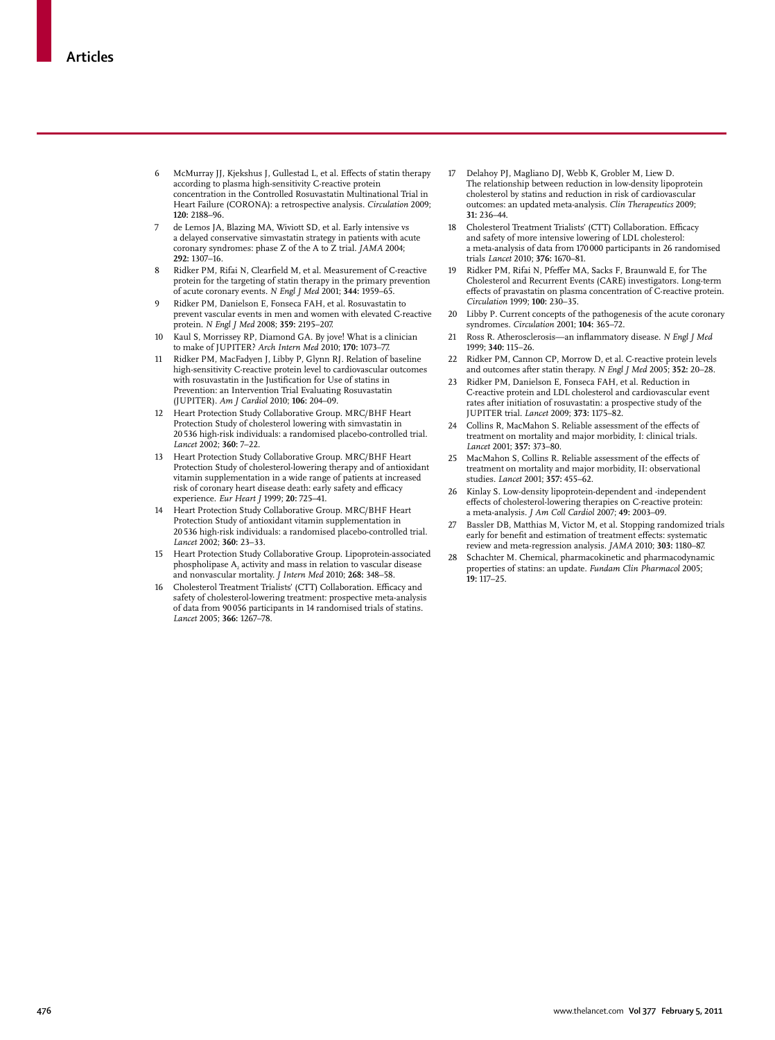6. McMurray JJ, Kjekshus J, Gullestad L, et al. Effects of statin therapy according to plasma high-sensitivity C-reactive protein concentration in the Controlled Rosuvastatin Multinational Trial in Heart Failure (CORONA): a retrospective analysis. *Circulation* 2009; **120:** 2188–96.
7. de Lemos JA, Blazing MA, Wiviott SD, et al. Early intensive vs a delayed conservative simvastatin strategy in patients with acute coronary syndromes: phase Z of the A to Z trial. *JAMA* 2004; **292:** 1307–16.
8. Ridker PM, Rifai N, Clearfield M, et al. Measurement of C-reactive protein for the targeting of statin therapy in the primary prevention of acute coronary events. *N Engl J Med* 2001; **344:** 1959–65.
9. Ridker PM, Danielson E, Fonseca FAH, et al. Rosuvastatin to prevent vascular events in men and women with elevated C-reactive protein. *N Engl J Med* 2008; **359:** 2195–207.
10. Kaul S, Morrissey RP, Diamond GA. By jove! What is a clinician to make of JUPITER? *Arch Intern Med* 2010; **170:** 1073–77.
11. Ridker PM, MacFadyen J, Libby P, Glynn RJ. Relation of baseline high-sensitivity C-reactive protein level to cardiovascular outcomes with rosuvastatin in the Justification for Use of statins in Prevention: an Intervention Trial Evaluating Rosuvastatin (JUPITER). *Am J Cardiol* 2010; **106:** 204–09.
12. Heart Protection Study Collaborative Group. MRC/BHF Heart Protection Study of cholesterol lowering with simvastatin in 20 536 high-risk individuals: a randomised placebo-controlled trial. *Lancet* 2002; **360:** 7–22.
13. Heart Protection Study Collaborative Group. MRC/BHF Heart Protection Study of cholesterol-lowering therapy and of antioxidant vitamin supplementation in a wide range of patients at increased risk of coronary heart disease death: early safety and efficacy experience. *Eur Heart J* 1999; **20:** 725–41.
14. Heart Protection Study Collaborative Group. MRC/BHF Heart Protection Study of antioxidant vitamin supplementation in 20 536 high-risk individuals: a randomised placebo-controlled trial. *Lancet* 2002; **360:** 23–33.
15. Heart Protection Study Collaborative Group. Lipoprotein-associated phospholipase $A_2$ activity and mass in relation to vascular disease and nonvascular mortality. *J Intern Med* 2010; **268:** 348–58.
16. Cholesterol Treatment Trialists' (CTT) Collaboration. Efficacy and safety of cholesterol-lowering treatment: prospective meta-analysis of data from 90 056 participants in 14 randomised trials of statins. *Lancet* 2005; **366:** 1267–78.
17. Delahoy PJ, Magliano DJ, Webb K, Grobler M, Liew D. The relationship between reduction in low-density lipoprotein cholesterol by statins and reduction in risk of cardiovascular outcomes: an updated meta-analysis. *Clin Therapeutics* 2009; **31:** 236–44.
18. Cholesterol Treatment Trialists' (CTT) Collaboration. Efficacy and safety of more intensive lowering of LDL cholesterol: a meta-analysis of data from 170 000 participants in 26 randomised trials *Lancet* 2010; **376:** 1670–81.
19. Ridker PM, Rifai N, Pfeffer MA, Sacks F, Braunwald E, for The Cholesterol and Recurrent Events (CARE) investigators. Long-term effects of pravastatin on plasma concentration of C-reactive protein. *Circulation* 1999; **100:** 230–35.
20. Libby P. Current concepts of the pathogenesis of the acute coronary syndromes. *Circulation* 2001; **104:** 365–72.
21. Ross R. Atherosclerosis—an inflammatory disease. *N Engl J Med* 1999; **340:** 115–26.
22. Ridker PM, Cannon CP, Morrow D, et al. C-reactive protein levels and outcomes after statin therapy. *N Engl J Med* 2005; **352:** 20–28.
23. Ridker PM, Danielson E, Fonseca FAH, et al. Reduction in C-reactive protein and LDL cholesterol and cardiovascular event rates after initiation of rosuvastatin: a prospective study of the JUPITER trial. *Lancet* 2009; **373:** 1175–82.
24. Collins R, MacMahon S. Reliable assessment of the effects of treatment on mortality and major morbidity, I: clinical trials. *Lancet* 2001; **357:** 373–80.
25. MacMahon S, Collins R. Reliable assessment of the effects of treatment on mortality and major morbidity, II: observational studies. *Lancet* 2001; **357:** 455–62.
26. Kinlay S. Low-density lipoprotein-dependent and -independent effects of cholesterol-lowering therapies on C-reactive protein: a meta-analysis. *J Am Coll Cardiol* 2007; **49:** 2003–09.
27. Bassler DB, Matthias M, Victor M, et al. Stopping randomized trials early for benefit and estimation of treatment effects: systematic review and meta-regression analysis. *JAMA* 2010; **303:** 1180–87.
28. Schachter M. Chemical, pharmacokinetic and pharmacodynamic properties of statins: an update. *Fundam Clin Pharmacol* 2005; **19:** 117–25.